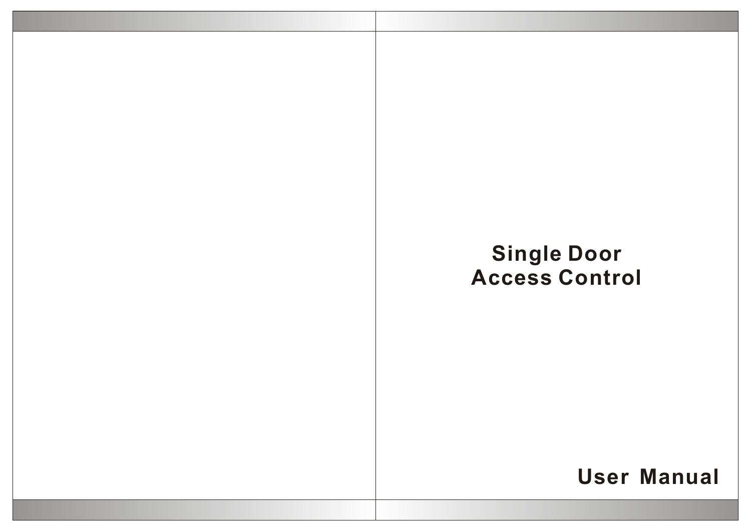# Single Door Access Control

## User Manual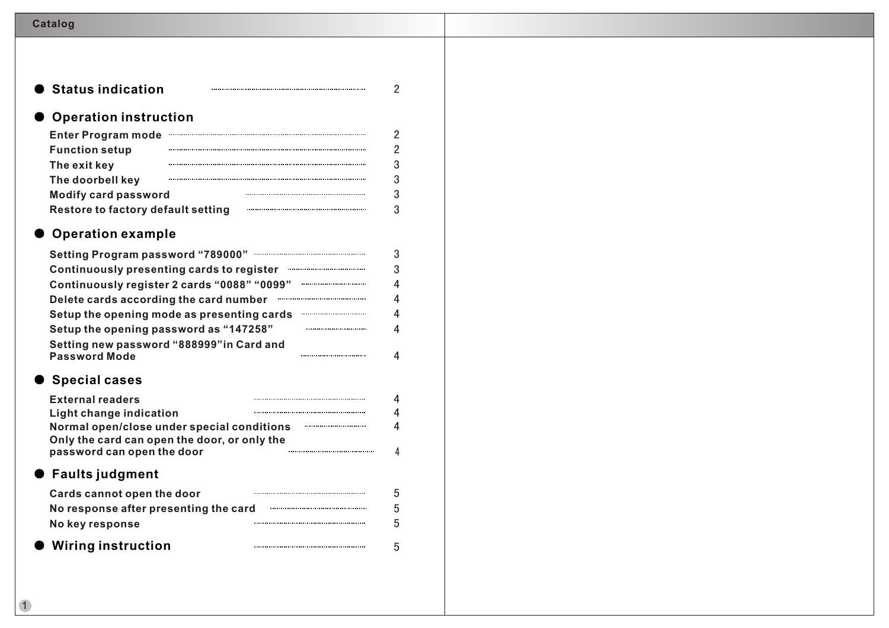# Catalog

## Status indication ........ 2

## Operation instruction

- Enter Program mode ........ 2
- Function setup ........ 2
- The exit key ........ 3
- The doorbell key ........ 3
- Modify card password ........ 3
- Restore to factory default setting ........ 3

## Operation example

- Setting Program password “789000” ........ 3
- Continuously presenting cards to register ........ 3
- Continuously register 2 cards “0088” “0099” ........ 4
- Delete cards according the card number ........ 4
- Setup the opening mode as presenting cards ........ 4
- Setup the opening password as “147258” ........ 4
- Setting new password “888999”in Card and Password Mode ........ 4

## Special cases

- External readers ........ 4
- Light change indication ........ 4
- Normal open/close under special conditions ........ 4
- Only the card can open the door, or only the password can open the door ........ 4

## Faults judgment

- Cards cannot open the door ........ 5
- No response after presenting the card ........ 5
- No key response ........ 5

## Wiring instruction ........ 5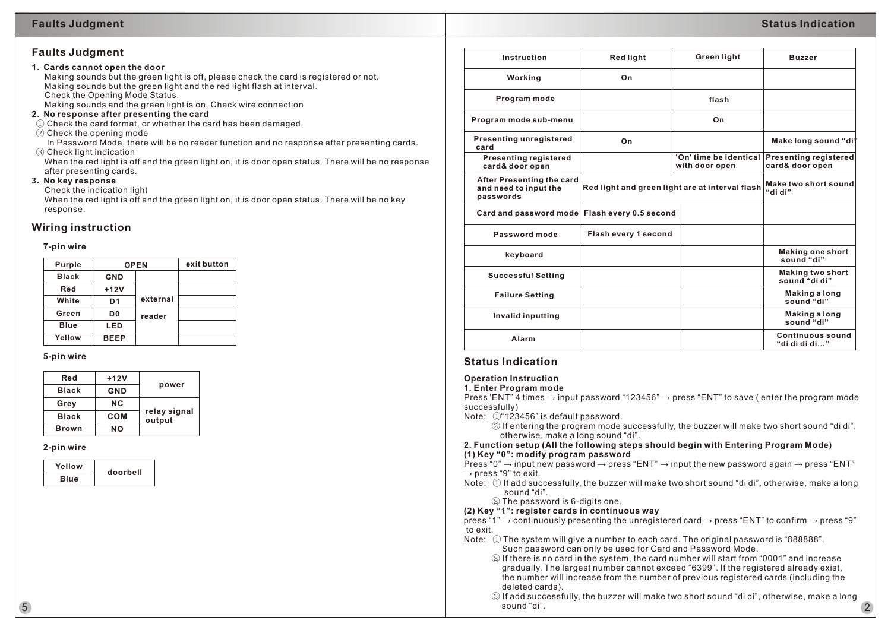## Faults Judgment

1. **Cards cannot open the door**
   Making sounds but the green light is off, please check the card is registered or not.
   Making sounds but the green light and the red light flash at interval.
   Check the Opening Mode Status.
   Making sounds and the green light is on, Check wire connection
2. **No response after presenting the card**
   ① Check the card format, or whether the card has been damaged.
   ② Check the opening mode
   In Password Mode, there will be no reader function and no response after presenting cards.
   ③ Check light indication
   When the red light is off and the green light on, it is door open status. There will be no response after presenting cards.
3. **No key response**
   Check the indication light
   When the red light is off and the green light on, it is door open status. There will be no key response.

## Wiring instruction

**7-pin wire**

| Purple | OPEN | | exit button |
|---|---|---|---|
| Black | GND | external reader | |
| Red | +12V | | |
| White | D1 | | |
| Green | D0 | | |
| Blue | LED | | |
| Yellow | BEEP | | |

**5-pin wire**

| Red | +12V | power |
|---|---|---|
| Black | GND | |
| Grey | NC | relay signal output |
| Black | COM | |
| Brown | NO | |

**2-pin wire**

| Yellow | doorbell |
|---|---|
| Blue | |

| Instruction | Red light | Green light | Buzzer |
|---|---|---|---|
| Working | On | | |
| Program mode | | flash | |
| Program mode sub-menu | | On | |
| Presenting unregistered card | On | | Make long sound "di" |
| Presenting registered card& door open | | 'On' time be identical with door open | Presenting registered card& door open |
| After Presenting the card and need to input the passwords | Red light and green light are at interval flash | | Make two short sound "di di" |
| Card and password mode | Flash every 0.5 second | | |
| Password mode | Flash every 1 second | | |
| keyboard | | | Making one short sound "di" |
| Successful Setting | | | Making two short sound "di di" |
| Failure Setting | | | Making a long sound "di" |
| Invalid inputting | | | Making a long sound "di" |
| Alarm | | | Continuous sound "di di di di..." |

## Status Indication

**Operation Instruction**

**1. Enter Program mode**

Press 'ENT" 4 times → input password "123456" → press "ENT" to save ( enter the program mode successfully)

Note: ①"123456" is default password.
② If entering the program mode successfully, the buzzer will make two short sound "di di", otherwise, make a long sound "di".

**2. Function setup (All the following steps should begin with Entering Program Mode)**

**(1) Key "0": modify program password**

Press "0" → input new password → press "ENT" → input the new password again → press "ENT" → press "9" to exit.

Note: ① If add successfully, the buzzer will make two short sound "di di", otherwise, make a long sound "di".
② The password is 6-digits one.

**(2) Key "1": register cards in continuous way**

press "1" → continuously presenting the unregistered card → press "ENT" to confirm → press "9" to exit.

Note: ① The system will give a number to each card. The original password is "888888". Such password can only be used for Card and Password Mode.
② If there is no card in the system, the card number will start from "0001" and increase gradually. The largest number cannot exceed "6399". If the registered already exist, the number will increase from the number of previous registered cards (including the deleted cards).
③ If add successfully, the buzzer will make two short sound "di di", otherwise, make a long sound "di".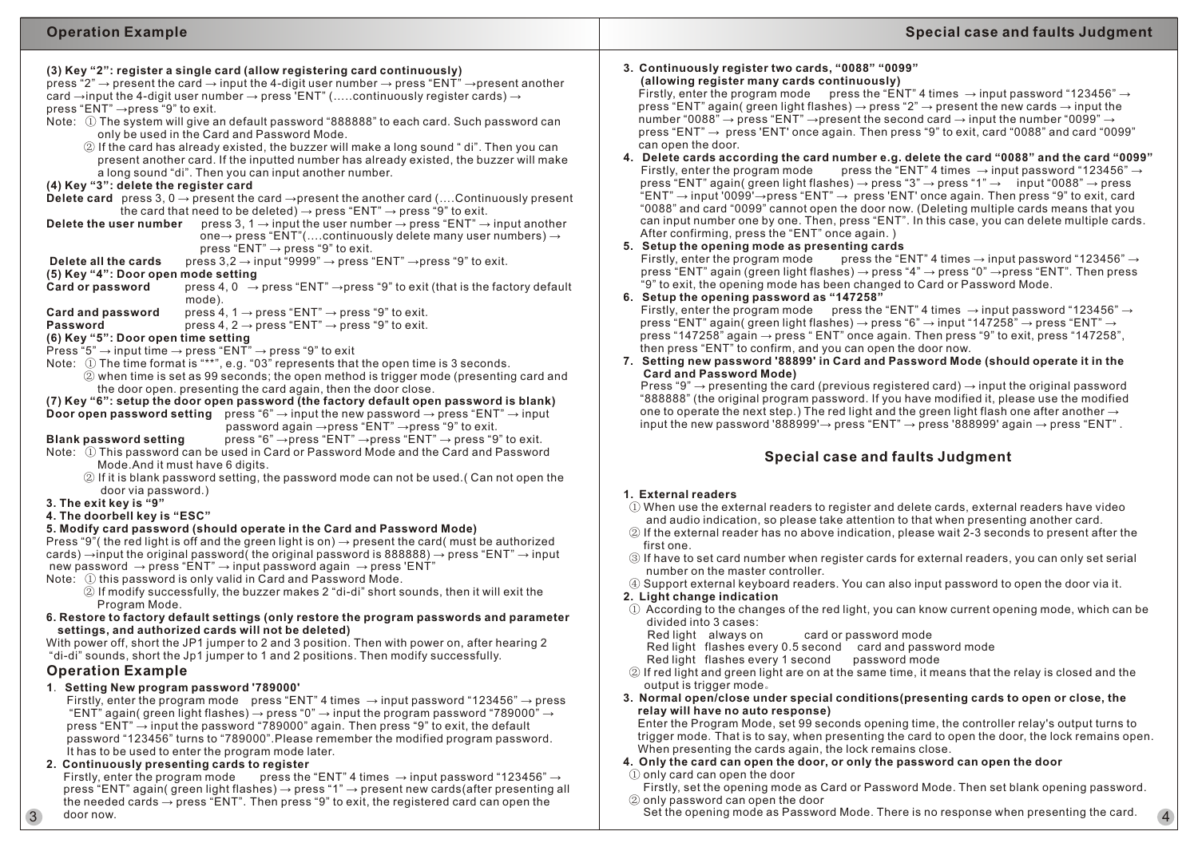(3) **Key “2”: register a single card (allow registering card continuously)**
press “2” → present the card → input the 4-digit user number → press “ENT” →present another card →input the 4-digit user number → press 'ENT" (.....continuously register cards) → press “ENT” →press “9” to exit.

Note: ① The system will give an default password “888888” to each card. Such password can only be used in the Card and Password Mode.
② If the card has already existed, the buzzer will make a long sound “ di”. Then you can present another card. If the inputted number has already existed, the buzzer will make a long sound “di”. Then you can input another number.

**(4) Key “3”: delete the register card**

**Delete card** press 3, 0 → present the card →present the another card (....Continuously present the card that need to be deleted) → press “ENT” → press “9” to exit.

**Delete the user number** press 3, 1 → input the user number → press “ENT” → input another one→ press “ENT”(....continuously delete many user numbers) → press “ENT” → press “9” to exit.

**Delete all the cards** press 3,2 → input “9999” → press “ENT” →press “9” to exit.

**(5) Key “4”: Door open mode setting**

**Card or password** press 4, 0 → press “ENT” →press “9” to exit (that is the factory default mode).

**Card and password** press 4, 1 → press “ENT” → press “9” to exit.

**Password** press 4, 2 → press “ENT” → press “9” to exit.

**(6) Key “5”: Door open time setting**

Press “5” → input time → press “ENT” → press “9” to exit

Note: ① The time format is “**”, e.g. “03” represents that the open time is 3 seconds.
② when time is set as 99 seconds; the open method is trigger mode (presenting card and the door open. presenting the card again, then the door close.

**(7) Key “6”: setup the door open password (the factory default open password is blank)**

**Door open password setting** press “6” → input the new password → press “ENT” → input password again →press “ENT” →press “9” to exit.

**Blank password setting** press “6” →press “ENT” →press “ENT” → press “9” to exit.

Note: ① This password can be used in Card or Password Mode and the Card and Password Mode.And it must have 6 digits.
② If it is blank password setting, the password mode can not be used.( Can not open the door via password.)

**3. The exit key is “9”**

**4. The doorbell key is “ESC”**

**5. Modify card password (should operate in the Card and Password Mode)**

Press “9”( the red light is off and the green light is on) → present the card( must be authorized cards) →input the original password( the original password is 888888) → press “ENT” → input new password → press “ENT” → input password again → press 'ENT"

Note: ① this password is only valid in Card and Password Mode.
② If modify successfully, the buzzer makes 2 “di-di” short sounds, then it will exit the Program Mode.

**6. Restore to factory default settings (only restore the program passwords and parameter settings, and authorized cards will not be deleted)**

With power off, short the JP1 jumper to 2 and 3 position. Then with power on, after hearing 2 “di-di” sounds, short the Jp1 jumper to 1 and 2 positions. Then modify successfully.

## Operation Example

**1. Setting New program password '789000'**

Firstly, enter the program mode press “ENT” 4 times → input password “123456” → press “ENT” again( green light flashes) → press “0” → input the program password “789000” → press “ENT” → input the password “789000” again. Then press “9” to exit, the default password “123456” turns to “789000”.Please remember the modified program password. It has to be used to enter the program mode later.

**2. Continuously presenting cards to register**

Firstly, enter the program mode press the “ENT” 4 times → input password “123456” → press “ENT” again( green light flashes) → press “1” → present new cards(after presenting all the needed cards → press “ENT”. Then press “9” to exit, the registered card can open the door now.

**3. Continuously register two cards, “0088” “0099” (allowing register many cards continuously)**

Firstly, enter the program mode press the “ENT” 4 times → input password “123456” → press “ENT” again( green light flashes) → press “2” → present the new cards → input the number “0088” → press “ENT” →present the second card → input the number “0099” → press “ENT” → press 'ENT' once again. Then press “9” to exit, card “0088” and card “0099” can open the door.

**4. Delete cards according the card number e.g. delete the card “0088” and the card “0099”**

Firstly, enter the program mode press the “ENT” 4 times → input password “123456” → press “ENT” again( green light flashes) → press “3” → press “1” → input “0088” → press “ENT” → input '0099'→press “ENT” → press 'ENT' once again. Then press “9” to exit, card “0088” and card “0099” cannot open the door now. (Deleting multiple cards means that you can input number one by one. Then, press “ENT”. In this case, you can delete multiple cards. After confirming, press the “ENT” once again. )

**5. Setup the opening mode as presenting cards**

Firstly, enter the program mode press the “ENT” 4 times → input password “123456” → press “ENT” again (green light flashes) → press “4” → press “0” →press “ENT”. Then press “9” to exit, the opening mode has been changed to Card or Password Mode.

**6. Setup the opening password as “147258”**

Firstly, enter the program mode press the “ENT” 4 times → input password “123456” → press “ENT” again( green light flashes) → press “6” → input “147258” → press “ENT” → press “147258” again → press “ ENT” once again. Then press “9” to exit, press “147258”, then press “ENT” to confirm, and you can open the door now.

**7. Setting new password '88899' in Card and Password Mode (should operate it in the Card and Password Mode)**

Press “9” → presenting the card (previous registered card) → input the original password “888888” (the original program password. If you have modified it, please use the modified one to operate the next step.) The red light and the green light flash one after another → input the new password '888999'→ press “ENT” → press '888999' again → press “ENT” .

## Special case and faults Judgment

**1. External readers**

① When use the external readers to register and delete cards, external readers have video and audio indication, so please take attention to that when presenting another card.
② If the external reader has no above indication, please wait 2-3 seconds to present after the first one.
③ If have to set card number when register cards for external readers, you can only set serial number on the master controller.
④ Support external keyboard readers. You can also input password to open the door via it.

**2. Light change indication**

① According to the changes of the red light, you can know current opening mode, which can be divided into 3 cases:
Red light always on card or password mode
Red light flashes every 0.5 second card and password mode
Red light flashes every 1 second password mode
② If red light and green light are on at the same time, it means that the relay is closed and the output is trigger mode。

**3. Normal open/close under special conditions(presenting cards to open or close, the relay will have no auto response)**

Enter the Program Mode, set 99 seconds opening time, the controller relay's output turns to trigger mode. That is to say, when presenting the card to open the door, the lock remains open. When presenting the cards again, the lock remains close.

**4. Only the card can open the door, or only the password can open the door**

① only card can open the door
Firstly, set the opening mode as Card or Password Mode. Then set blank opening password.
② only password can open the door
Set the opening mode as Password Mode. There is no response when presenting the card.